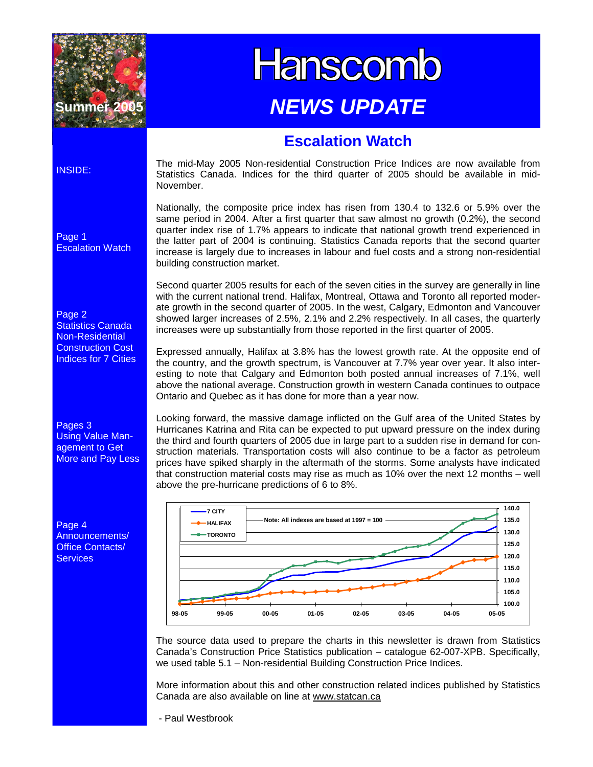# Hanscomb

## *NEWS UPDATE*

Summer 2005

INSIDE:

Page 1
Escalation Watch

Page 2
Statistics Canada Non-Residential Construction Cost Indices for 7 Cities

Pages 3
Using Value Management to Get More and Pay Less

Page 4
Announcements/ Office Contacts/ Services

## Escalation Watch

The mid-May 2005 Non-residential Construction Price Indices are now available from Statistics Canada. Indices for the third quarter of 2005 should be available in mid-November.

Nationally, the composite price index has risen from 130.4 to 132.6 or 5.9% over the same period in 2004. After a first quarter that saw almost no growth (0.2%), the second quarter index rise of 1.7% appears to indicate that national growth trend experienced in the latter part of 2004 is continuing. Statistics Canada reports that the second quarter increase is largely due to increases in labour and fuel costs and a strong non-residential building construction market.

Second quarter 2005 results for each of the seven cities in the survey are generally in line with the current national trend. Halifax, Montreal, Ottawa and Toronto all reported moderate growth in the second quarter of 2005. In the west, Calgary, Edmonton and Vancouver showed larger increases of 2.5%, 2.1% and 2.2% respectively. In all cases, the quarterly increases were up substantially from those reported in the first quarter of 2005.

Expressed annually, Halifax at 3.8% has the lowest growth rate. At the opposite end of the country, and the growth spectrum, is Vancouver at 7.7% year over year. It also interesting to note that Calgary and Edmonton both posted annual increases of 7.1%, well above the national average. Construction growth in western Canada continues to outpace Ontario and Quebec as it has done for more than a year now.

Looking forward, the massive damage inflicted on the Gulf area of the United States by Hurricanes Katrina and Rita can be expected to put upward pressure on the index during the third and fourth quarters of 2005 due in large part to a sudden rise in demand for construction materials. Transportation costs will also continue to be a factor as petroleum prices have spiked sharply in the aftermath of the storms. Some analysts have indicated that construction material costs may rise as much as 10% over the next 12 months – well above the pre-hurricane predictions of 6 to 8%.

The source data used to prepare the charts in this newsletter is drawn from Statistics Canada's Construction Price Statistics publication – catalogue 62-007-XPB. Specifically, we used table 5.1 – Non-residential Building Construction Price Indices.

More information about this and other construction related indices published by Statistics Canada are also available on line at www.statcan.ca

- Paul Westbrook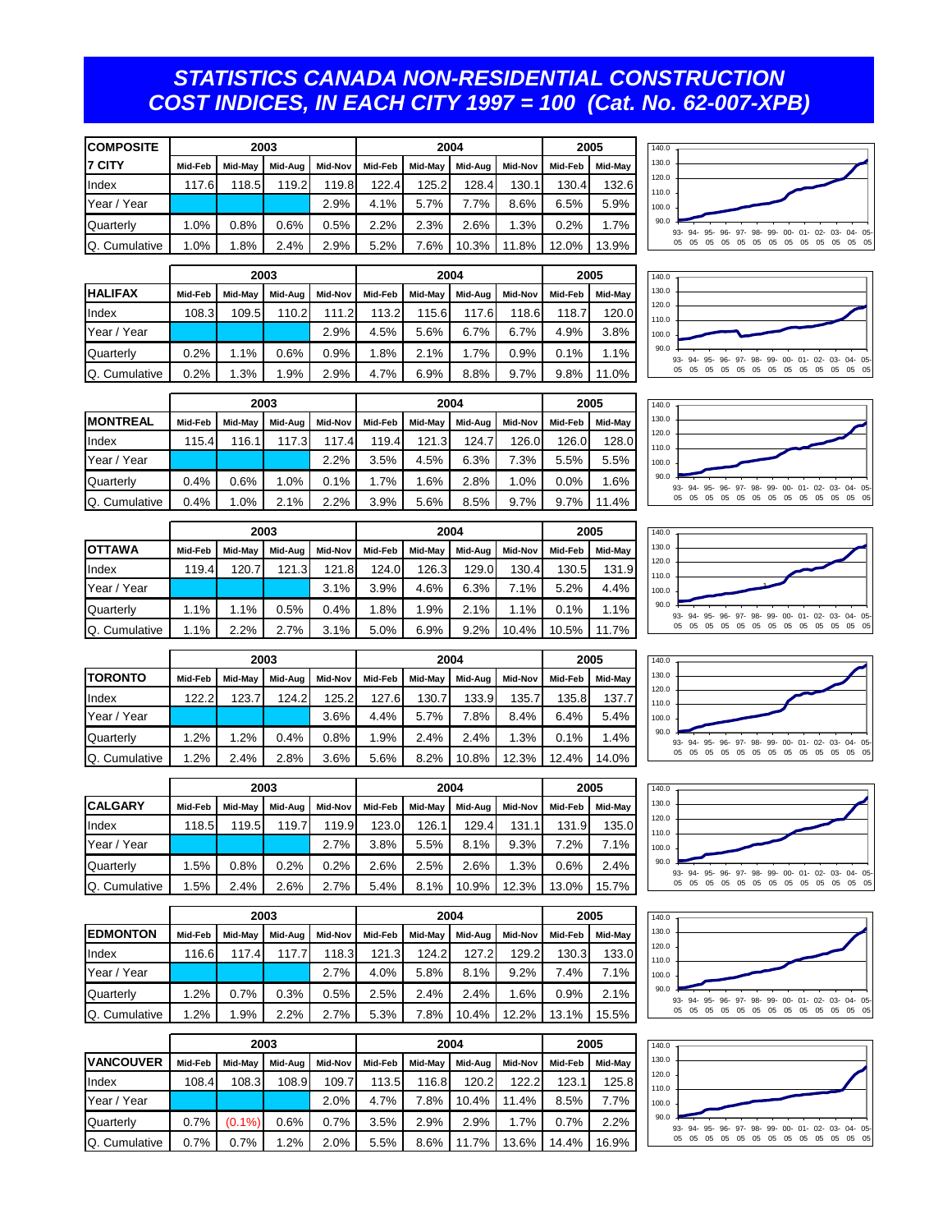# STATISTICS CANADA NON-RESIDENTIAL CONSTRUCTION COST INDICES, IN EACH CITY 1997 = 100 (Cat. No. 62-007-XPB)

| COMPOSITE | 2003 | | | | 2004 | | | | 2005 | |
|---|---|---|---|---|---|---|---|---|---|---|
| 7 CITY | Mid-Feb | Mid-May | Mid-Aug | Mid-Nov | Mid-Feb | Mid-May | Mid-Aug | Mid-Nov | Mid-Feb | Mid-May |
| Index | 117.6 | 118.5 | 119.2 | 119.8 | 122.4 | 125.2 | 128.4 | 130.1 | 130.4 | 132.6 |
| Year / Year | | | | 2.9% | 4.1% | 5.7% | 7.7% | 8.6% | 6.5% | 5.9% |
| Quarterly | 1.0% | 0.8% | 0.6% | 0.5% | 2.2% | 2.3% | 2.6% | 1.3% | 0.2% | 1.7% |
| Q. Cumulative | 1.0% | 1.8% | 2.4% | 2.9% | 5.2% | 7.6% | 10.3% | 11.8% | 12.0% | 13.9% |

| | 2003 | | | | 2004 | | | | 2005 | |
|---|---|---|---|---|---|---|---|---|---|---|
| HALIFAX | Mid-Feb | Mid-May | Mid-Aug | Mid-Nov | Mid-Feb | Mid-May | Mid-Aug | Mid-Nov | Mid-Feb | Mid-May |
| Index | 108.3 | 109.5 | 110.2 | 111.2 | 113.2 | 115.6 | 117.6 | 118.6 | 118.7 | 120.0 |
| Year / Year | | | | 2.9% | 4.5% | 5.6% | 6.7% | 6.7% | 4.9% | 3.8% |
| Quarterly | 0.2% | 1.1% | 0.6% | 0.9% | 1.8% | 2.1% | 1.7% | 0.9% | 0.1% | 1.1% |
| Q. Cumulative | 0.2% | 1.3% | 1.9% | 2.9% | 4.7% | 6.9% | 8.8% | 9.7% | 9.8% | 11.0% |

| | 2003 | | | | 2004 | | | | 2005 | |
|---|---|---|---|---|---|---|---|---|---|---|
| MONTREAL | Mid-Feb | Mid-May | Mid-Aug | Mid-Nov | Mid-Feb | Mid-May | Mid-Aug | Mid-Nov | Mid-Feb | Mid-May |
| Index | 115.4 | 116.1 | 117.3 | 117.4 | 119.4 | 121.3 | 124.7 | 126.0 | 126.0 | 128.0 |
| Year / Year | | | | 2.2% | 3.5% | 4.5% | 6.3% | 7.3% | 5.5% | 5.5% |
| Quarterly | 0.4% | 0.6% | 1.0% | 0.1% | 1.7% | 1.6% | 2.8% | 1.0% | 0.0% | 1.6% |
| Q. Cumulative | 0.4% | 1.0% | 2.1% | 2.2% | 3.9% | 5.6% | 8.5% | 9.7% | 9.7% | 11.4% |

| | 2003 | | | | 2004 | | | | 2005 | |
|---|---|---|---|---|---|---|---|---|---|---|
| OTTAWA | Mid-Feb | Mid-May | Mid-Aug | Mid-Nov | Mid-Feb | Mid-May | Mid-Aug | Mid-Nov | Mid-Feb | Mid-May |
| Index | 119.4 | 120.7 | 121.3 | 121.8 | 124.0 | 126.3 | 129.0 | 130.4 | 130.5 | 131.9 |
| Year / Year | | | | 3.1% | 3.9% | 4.6% | 6.3% | 7.1% | 5.2% | 4.4% |
| Quarterly | 1.1% | 1.1% | 0.5% | 0.4% | 1.8% | 1.9% | 2.1% | 1.1% | 0.1% | 1.1% |
| Q. Cumulative | 1.1% | 2.2% | 2.7% | 3.1% | 5.0% | 6.9% | 9.2% | 10.4% | 10.5% | 11.7% |

| | 2003 | | | | 2004 | | | | 2005 | |
|---|---|---|---|---|---|---|---|---|---|---|
| TORONTO | Mid-Feb | Mid-May | Mid-Aug | Mid-Nov | Mid-Feb | Mid-May | Mid-Aug | Mid-Nov | Mid-Feb | Mid-May |
| Index | 122.2 | 123.7 | 124.2 | 125.2 | 127.6 | 130.7 | 133.9 | 135.7 | 135.8 | 137.7 |
| Year / Year | | | | 3.6% | 4.4% | 5.7% | 7.8% | 8.4% | 6.4% | 5.4% |
| Quarterly | 1.2% | 1.2% | 0.4% | 0.8% | 1.9% | 2.4% | 2.4% | 1.3% | 0.1% | 1.4% |
| Q. Cumulative | 1.2% | 2.4% | 2.8% | 3.6% | 5.6% | 8.2% | 10.8% | 12.3% | 12.4% | 14.0% |

| | 2003 | | | | 2004 | | | | 2005 | |
|---|---|---|---|---|---|---|---|---|---|---|
| CALGARY | Mid-Feb | Mid-May | Mid-Aug | Mid-Nov | Mid-Feb | Mid-May | Mid-Aug | Mid-Nov | Mid-Feb | Mid-May |
| Index | 118.5 | 119.5 | 119.7 | 119.9 | 123.0 | 126.1 | 129.4 | 131.1 | 131.9 | 135.0 |
| Year / Year | | | | 2.7% | 3.8% | 5.5% | 8.1% | 9.3% | 7.2% | 7.1% |
| Quarterly | 1.5% | 0.8% | 0.2% | 0.2% | 2.6% | 2.5% | 2.6% | 1.3% | 0.6% | 2.4% |
| Q. Cumulative | 1.5% | 2.4% | 2.6% | 2.7% | 5.4% | 8.1% | 10.9% | 12.3% | 13.0% | 15.7% |

| | 2003 | | | | 2004 | | | | 2005 | |
|---|---|---|---|---|---|---|---|---|---|---|
| EDMONTON | Mid-Feb | Mid-May | Mid-Aug | Mid-Nov | Mid-Feb | Mid-May | Mid-Aug | Mid-Nov | Mid-Feb | Mid-May |
| Index | 116.6 | 117.4 | 117.7 | 118.3 | 121.3 | 124.2 | 127.2 | 129.2 | 130.3 | 133.0 |
| Year / Year | | | | 2.7% | 4.0% | 5.8% | 8.1% | 9.2% | 7.4% | 7.1% |
| Quarterly | 1.2% | 0.7% | 0.3% | 0.5% | 2.5% | 2.4% | 2.4% | 1.6% | 0.9% | 2.1% |
| Q. Cumulative | 1.2% | 1.9% | 2.2% | 2.7% | 5.3% | 7.8% | 10.4% | 12.2% | 13.1% | 15.5% |

| | 2003 | | | | 2004 | | | | 2005 | |
|---|---|---|---|---|---|---|---|---|---|---|
| VANCOUVER | Mid-Feb | Mid-May | Mid-Aug | Mid-Nov | Mid-Feb | Mid-May | Mid-Aug | Mid-Nov | Mid-Feb | Mid-May |
| Index | 108.4 | 108.3 | 108.9 | 109.7 | 113.5 | 116.8 | 120.2 | 122.2 | 123.1 | 125.8 |
| Year / Year | | | | 2.0% | 4.7% | 7.8% | 10.4% | 11.4% | 8.5% | 7.7% |
| Quarterly | 0.7% | (0.1%) | 0.6% | 0.7% | 3.5% | 2.9% | 2.9% | 1.7% | 0.7% | 2.2% |
| Q. Cumulative | 0.7% | 0.7% | 1.2% | 2.0% | 5.5% | 8.6% | 11.7% | 13.6% | 14.4% | 16.9% |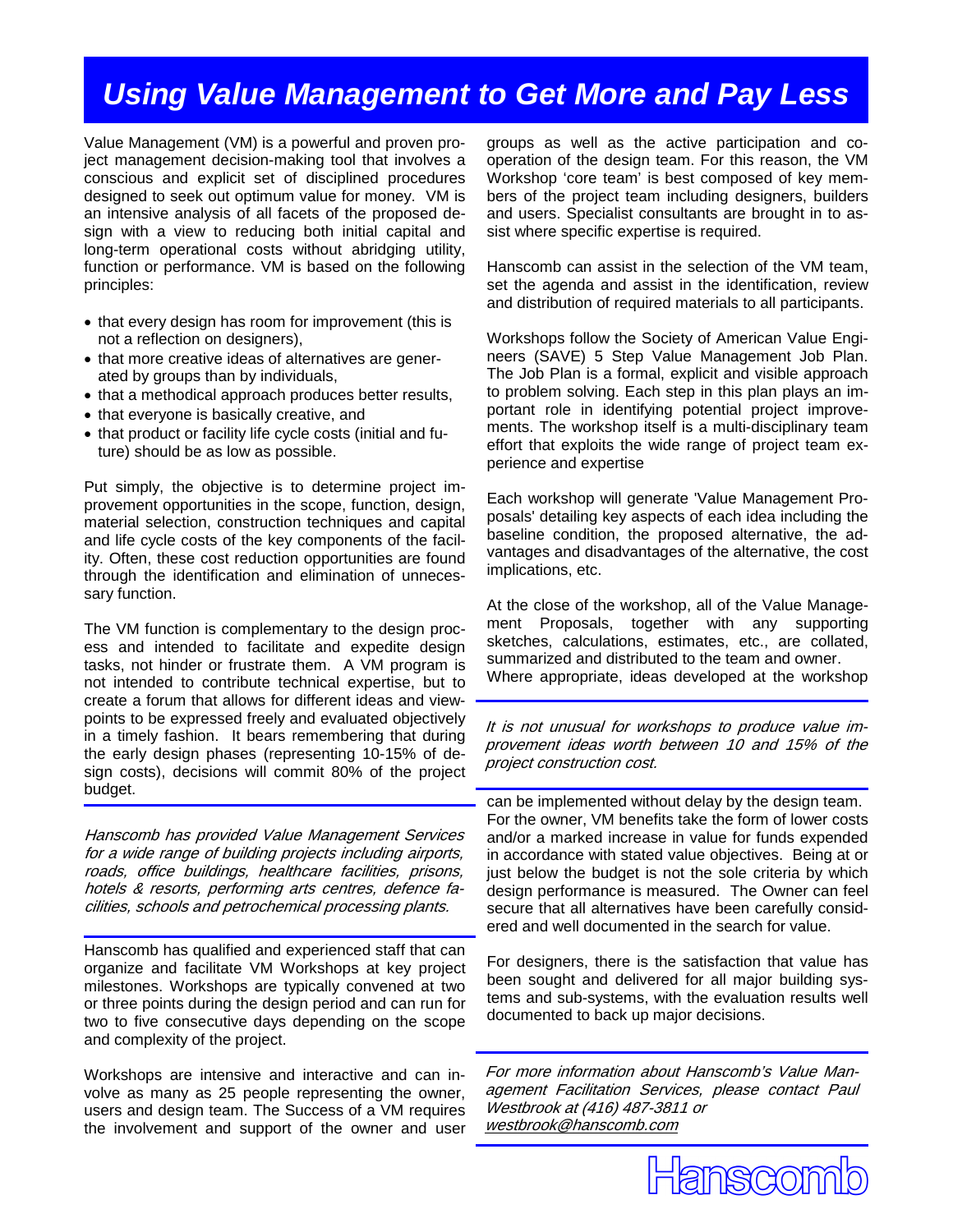# Using Value Management to Get More and Pay Less

Value Management (VM) is a powerful and proven project management decision-making tool that involves a conscious and explicit set of disciplined procedures designed to seek out optimum value for money. VM is an intensive analysis of all facets of the proposed design with a view to reducing both initial capital and long-term operational costs without abridging utility, function or performance. VM is based on the following principles:

- that every design has room for improvement (this is not a reflection on designers),
- that more creative ideas of alternatives are generated by groups than by individuals,
- that a methodical approach produces better results,
- that everyone is basically creative, and
- that product or facility life cycle costs (initial and future) should be as low as possible.

Put simply, the objective is to determine project improvement opportunities in the scope, function, design, material selection, construction techniques and capital and life cycle costs of the key components of the facility. Often, these cost reduction opportunities are found through the identification and elimination of unnecessary function.

The VM function is complementary to the design process and intended to facilitate and expedite design tasks, not hinder or frustrate them. A VM program is not intended to contribute technical expertise, but to create a forum that allows for different ideas and viewpoints to be expressed freely and evaluated objectively in a timely fashion. It bears remembering that during the early design phases (representing 10-15% of design costs), decisions will commit 80% of the project budget.

*Hanscomb has provided Value Management Services for a wide range of building projects including airports, roads, office buildings, healthcare facilities, prisons, hotels & resorts, performing arts centres, defence facilities, schools and petrochemical processing plants.*

Hanscomb has qualified and experienced staff that can organize and facilitate VM Workshops at key project milestones. Workshops are typically convened at two or three points during the design period and can run for two to five consecutive days depending on the scope and complexity of the project.

Workshops are intensive and interactive and can involve as many as 25 people representing the owner, users and design team. The Success of a VM requires the involvement and support of the owner and user groups as well as the active participation and cooperation of the design team. For this reason, the VM Workshop 'core team' is best composed of key members of the project team including designers, builders and users. Specialist consultants are brought in to assist where specific expertise is required.

Hanscomb can assist in the selection of the VM team, set the agenda and assist in the identification, review and distribution of required materials to all participants.

Workshops follow the Society of American Value Engineers (SAVE) 5 Step Value Management Job Plan. The Job Plan is a formal, explicit and visible approach to problem solving. Each step in this plan plays an important role in identifying potential project improvements. The workshop itself is a multi-disciplinary team effort that exploits the wide range of project team experience and expertise

Each workshop will generate 'Value Management Proposals' detailing key aspects of each idea including the baseline condition, the proposed alternative, the advantages and disadvantages of the alternative, the cost implications, etc.

At the close of the workshop, all of the Value Management Proposals, together with any supporting sketches, calculations, estimates, etc., are collated, summarized and distributed to the team and owner. Where appropriate, ideas developed at the workshop can be implemented without delay by the design team. For the owner, VM benefits take the form of lower costs and/or a marked increase in value for funds expended in accordance with stated value objectives. Being at or just below the budget is not the sole criteria by which design performance is measured. The Owner can feel secure that all alternatives have been carefully considered and well documented in the search for value.

*It is not unusual for workshops to produce value improvement ideas worth between 10 and 15% of the project construction cost.*

For designers, there is the satisfaction that value has been sought and delivered for all major building systems and sub-systems, with the evaluation results well documented to back up major decisions.

*For more information about Hanscomb's Value Management Facilitation Services, please contact Paul Westbrook at (416) 487-3811 or westbrook@hanscomb.com*

Hanscomb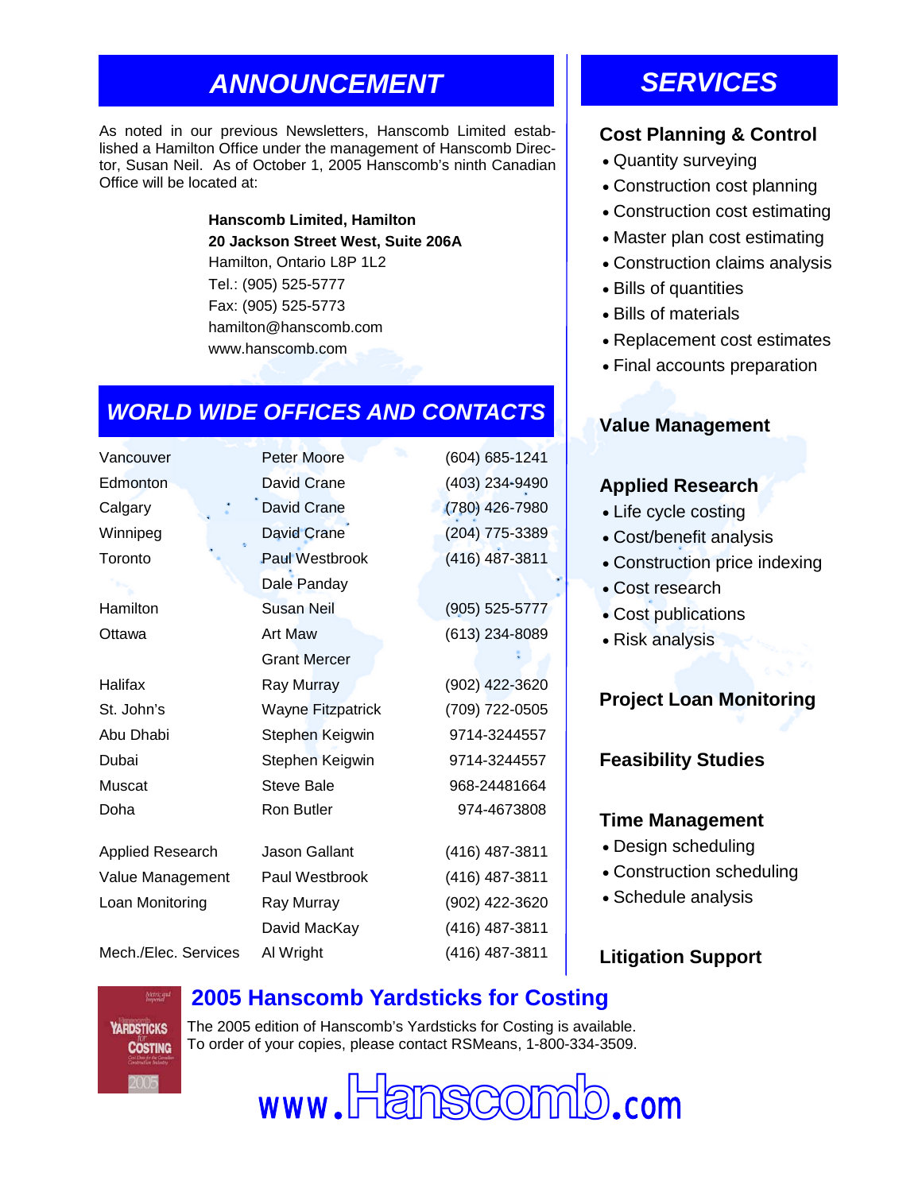## *ANNOUNCEMENT*

As noted in our previous Newsletters, Hanscomb Limited established a Hamilton Office under the management of Hanscomb Director, Susan Neil. As of October 1, 2005 Hanscomb's ninth Canadian Office will be located at:

**Hanscomb Limited, Hamilton**
**20 Jackson Street West, Suite 206A**
Hamilton, Ontario L8P 1L2
Tel.: (905) 525-5777
Fax: (905) 525-5773
hamilton@hanscomb.com
www.hanscomb.com

## *WORLD WIDE OFFICES AND CONTACTS*

| | | |
|---|---|---|
| Vancouver | Peter Moore | (604) 685-1241 |
| Edmonton | David Crane | (403) 234-9490 |
| Calgary | David Crane | (780) 426-7980 |
| Winnipeg | David Crane | (204) 775-3389 |
| Toronto | Paul Westbrook | (416) 487-3811 |
| | Dale Panday | |
| Hamilton | Susan Neil | (905) 525-5777 |
| Ottawa | Art Maw | (613) 234-8089 |
| | Grant Mercer | |
| Halifax | Ray Murray | (902) 422-3620 |
| St. John's | Wayne Fitzpatrick | (709) 722-0505 |
| Abu Dhabi | Stephen Keigwin | 9714-3244557 |
| Dubai | Stephen Keigwin | 9714-3244557 |
| Muscat | Steve Bale | 968-24481664 |
| Doha | Ron Butler | 974-4673808 |
| Applied Research | Jason Gallant | (416) 487-3811 |
| Value Management | Paul Westbrook | (416) 487-3811 |
| Loan Monitoring | Ray Murray | (902) 422-3620 |
| | David MacKay | (416) 487-3811 |
| Mech./Elec. Services | Al Wright | (416) 487-3811 |

## *SERVICES*

### Cost Planning & Control

- Quantity surveying
- Construction cost planning
- Construction cost estimating
- Master plan cost estimating
- Construction claims analysis
- Bills of quantities
- Bills of materials
- Replacement cost estimates
- Final accounts preparation

### Value Management

### Applied Research

- Life cycle costing
- Cost/benefit analysis
- Construction price indexing
- Cost research
- Cost publications
- Risk analysis

### Project Loan Monitoring

### Feasibility Studies

### Time Management

- Design scheduling
- Construction scheduling
- Schedule analysis

### Litigation Support

## 2005 Hanscomb Yardsticks for Costing

The 2005 edition of Hanscomb's Yardsticks for Costing is available.
To order of your copies, please contact RSMeans, 1-800-334-3509.

www.Hanscomb.com